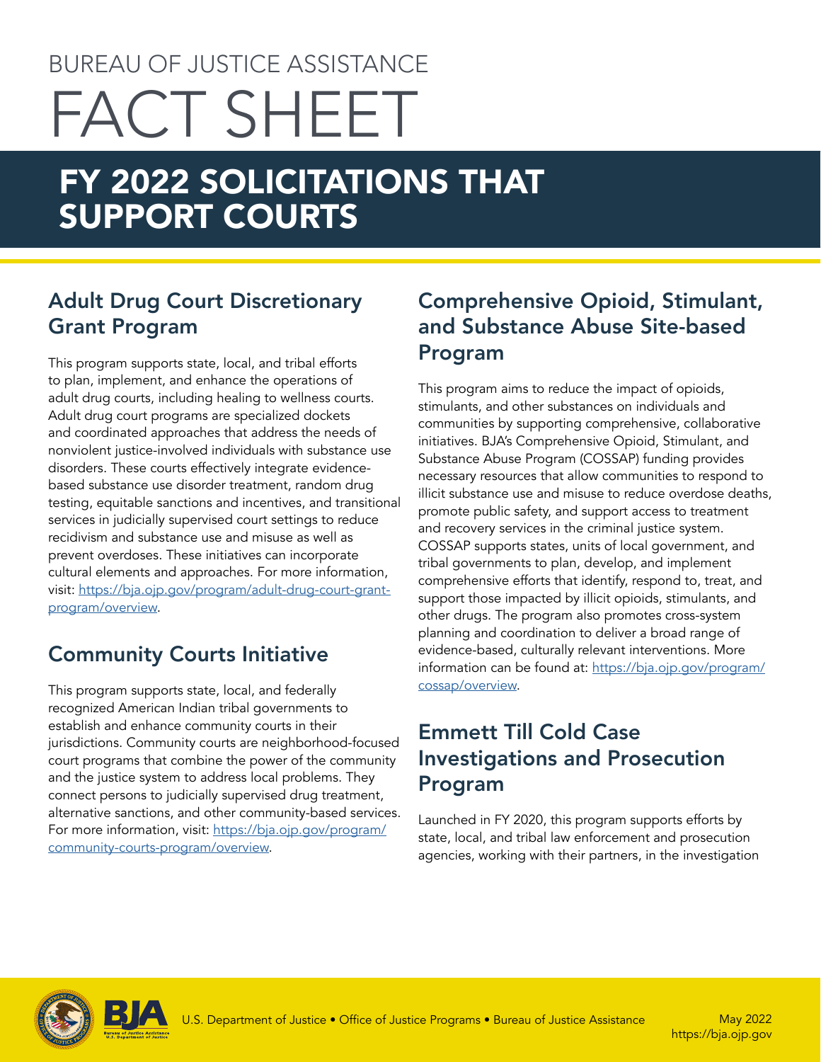BUREAU OF JUSTICE ASSISTANCE

# FACT SHEET

# FY 2022 SOLICITATIONS THAT SUPPORT COURTS

## Adult Drug Court Discretionary Grant Program

This program supports state, local, and tribal efforts to plan, implement, and enhance the operations of adult drug courts, including healing to wellness courts. Adult drug court programs are specialized dockets and coordinated approaches that address the needs of nonviolent justice-involved individuals with substance use disorders. These courts effectively integrate evidence-based substance use disorder treatment, random drug testing, equitable sanctions and incentives, and transitional services in judicially supervised court settings to reduce recidivism and substance use and misuse as well as prevent overdoses. These initiatives can incorporate cultural elements and approaches. For more information, visit: https://bja.ojp.gov/program/adult-drug-court-grant-program/overview.

## Community Courts Initiative

This program supports state, local, and federally recognized American Indian tribal governments to establish and enhance community courts in their jurisdictions. Community courts are neighborhood-focused court programs that combine the power of the community and the justice system to address local problems. They connect persons to judicially supervised drug treatment, alternative sanctions, and other community-based services. For more information, visit: https://bja.ojp.gov/program/community-courts-program/overview.

## Comprehensive Opioid, Stimulant, and Substance Abuse Site-based Program

This program aims to reduce the impact of opioids, stimulants, and other substances on individuals and communities by supporting comprehensive, collaborative initiatives. BJA's Comprehensive Opioid, Stimulant, and Substance Abuse Program (COSSAP) funding provides necessary resources that allow communities to respond to illicit substance use and misuse to reduce overdose deaths, promote public safety, and support access to treatment and recovery services in the criminal justice system. COSSAP supports states, units of local government, and tribal governments to plan, develop, and implement comprehensive efforts that identify, respond to, treat, and support those impacted by illicit opioids, stimulants, and other drugs. The program also promotes cross-system planning and coordination to deliver a broad range of evidence-based, culturally relevant interventions. More information can be found at: https://bja.ojp.gov/program/cossap/overview.

## Emmett Till Cold Case Investigations and Prosecution Program

Launched in FY 2020, this program supports efforts by state, local, and tribal law enforcement and prosecution agencies, working with their partners, in the investigation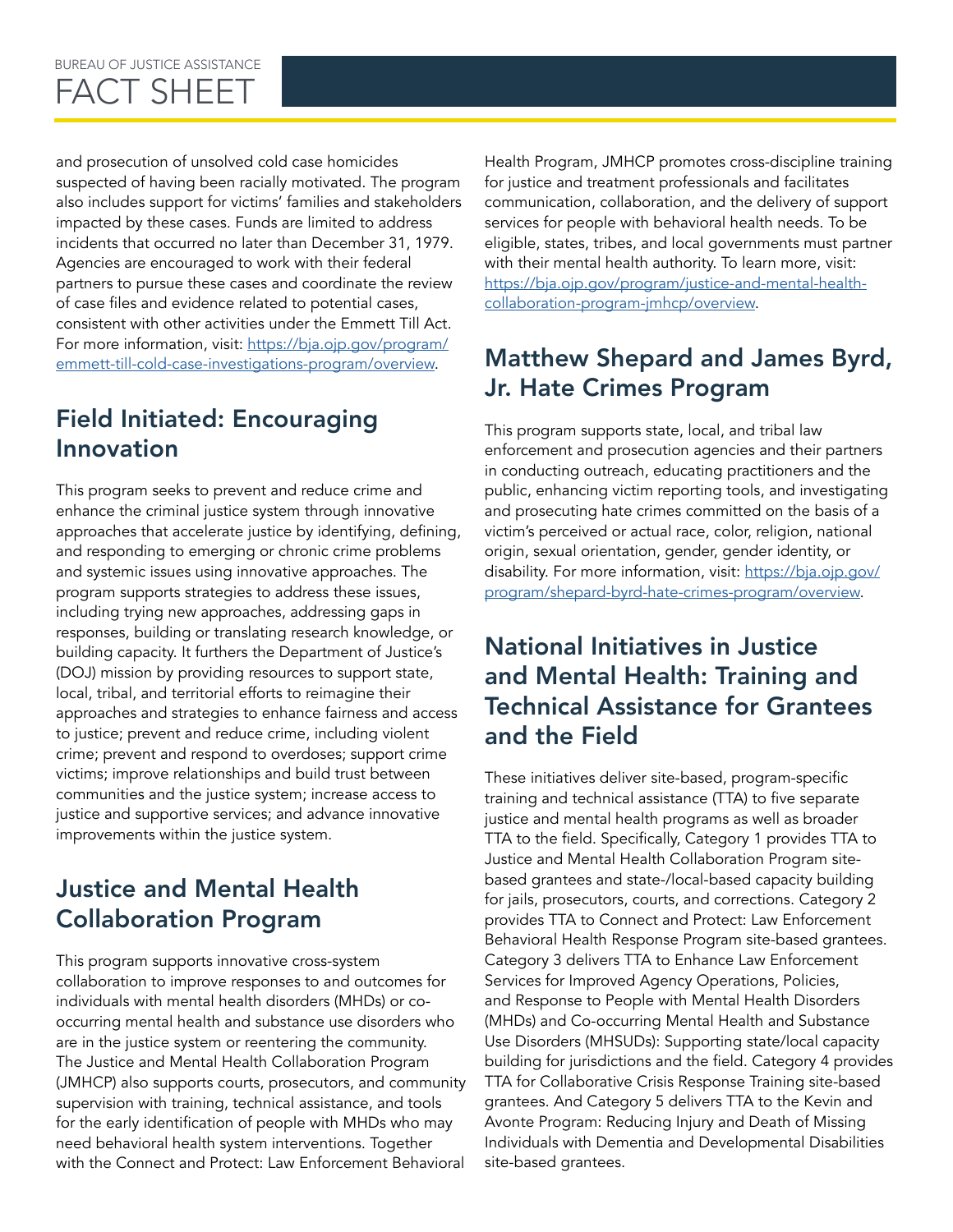and prosecution of unsolved cold case homicides suspected of having been racially motivated. The program also includes support for victims' families and stakeholders impacted by these cases. Funds are limited to address incidents that occurred no later than December 31, 1979. Agencies are encouraged to work with their federal partners to pursue these cases and coordinate the review of case files and evidence related to potential cases, consistent with other activities under the Emmett Till Act. For more information, visit: [https://bja.ojp.gov/program/emmett-till-cold-case-investigations-program/overview](https://bja.ojp.gov/program/emmett-till-cold-case-investigations-program/overview).

## Field Initiated: Encouraging Innovation

This program seeks to prevent and reduce crime and enhance the criminal justice system through innovative approaches that accelerate justice by identifying, defining, and responding to emerging or chronic crime problems and systemic issues using innovative approaches. The program supports strategies to address these issues, including trying new approaches, addressing gaps in responses, building or translating research knowledge, or building capacity. It furthers the Department of Justice's (DOJ) mission by providing resources to support state, local, tribal, and territorial efforts to reimagine their approaches and strategies to enhance fairness and access to justice; prevent and reduce crime, including violent crime; prevent and respond to overdoses; support crime victims; improve relationships and build trust between communities and the justice system; increase access to justice and supportive services; and advance innovative improvements within the justice system.

## Justice and Mental Health Collaboration Program

This program supports innovative cross-system collaboration to improve responses to and outcomes for individuals with mental health disorders (MHDs) or co-occurring mental health and substance use disorders who are in the justice system or reentering the community. The Justice and Mental Health Collaboration Program (JMHCP) also supports courts, prosecutors, and community supervision with training, technical assistance, and tools for the early identification of people with MHDs who may need behavioral health system interventions. Together with the Connect and Protect: Law Enforcement Behavioral Health Program, JMHCP promotes cross-discipline training for justice and treatment professionals and facilitates communication, collaboration, and the delivery of support services for people with behavioral health needs. To be eligible, states, tribes, and local governments must partner with their mental health authority. To learn more, visit: [https://bja.ojp.gov/program/justice-and-mental-health-collaboration-program-jmhcp/overview](https://bja.ojp.gov/program/justice-and-mental-health-collaboration-program-jmhcp/overview).

## Matthew Shepard and James Byrd, Jr. Hate Crimes Program

This program supports state, local, and tribal law enforcement and prosecution agencies and their partners in conducting outreach, educating practitioners and the public, enhancing victim reporting tools, and investigating and prosecuting hate crimes committed on the basis of a victim's perceived or actual race, color, religion, national origin, sexual orientation, gender, gender identity, or disability. For more information, visit: [https://bja.ojp.gov/program/shepard-byrd-hate-crimes-program/overview](https://bja.ojp.gov/program/shepard-byrd-hate-crimes-program/overview).

## National Initiatives in Justice and Mental Health: Training and Technical Assistance for Grantees and the Field

These initiatives deliver site-based, program-specific training and technical assistance (TTA) to five separate justice and mental health programs as well as broader TTA to the field. Specifically, Category 1 provides TTA to Justice and Mental Health Collaboration Program site-based grantees and state-/local-based capacity building for jails, prosecutors, courts, and corrections. Category 2 provides TTA to Connect and Protect: Law Enforcement Behavioral Health Response Program site-based grantees. Category 3 delivers TTA to Enhance Law Enforcement Services for Improved Agency Operations, Policies, and Response to People with Mental Health Disorders (MHDs) and Co-occurring Mental Health and Substance Use Disorders (MHSUDs): Supporting state/local capacity building for jurisdictions and the field. Category 4 provides TTA for Collaborative Crisis Response Training site-based grantees. And Category 5 delivers TTA to the Kevin and Avonte Program: Reducing Injury and Death of Missing Individuals with Dementia and Developmental Disabilities site-based grantees.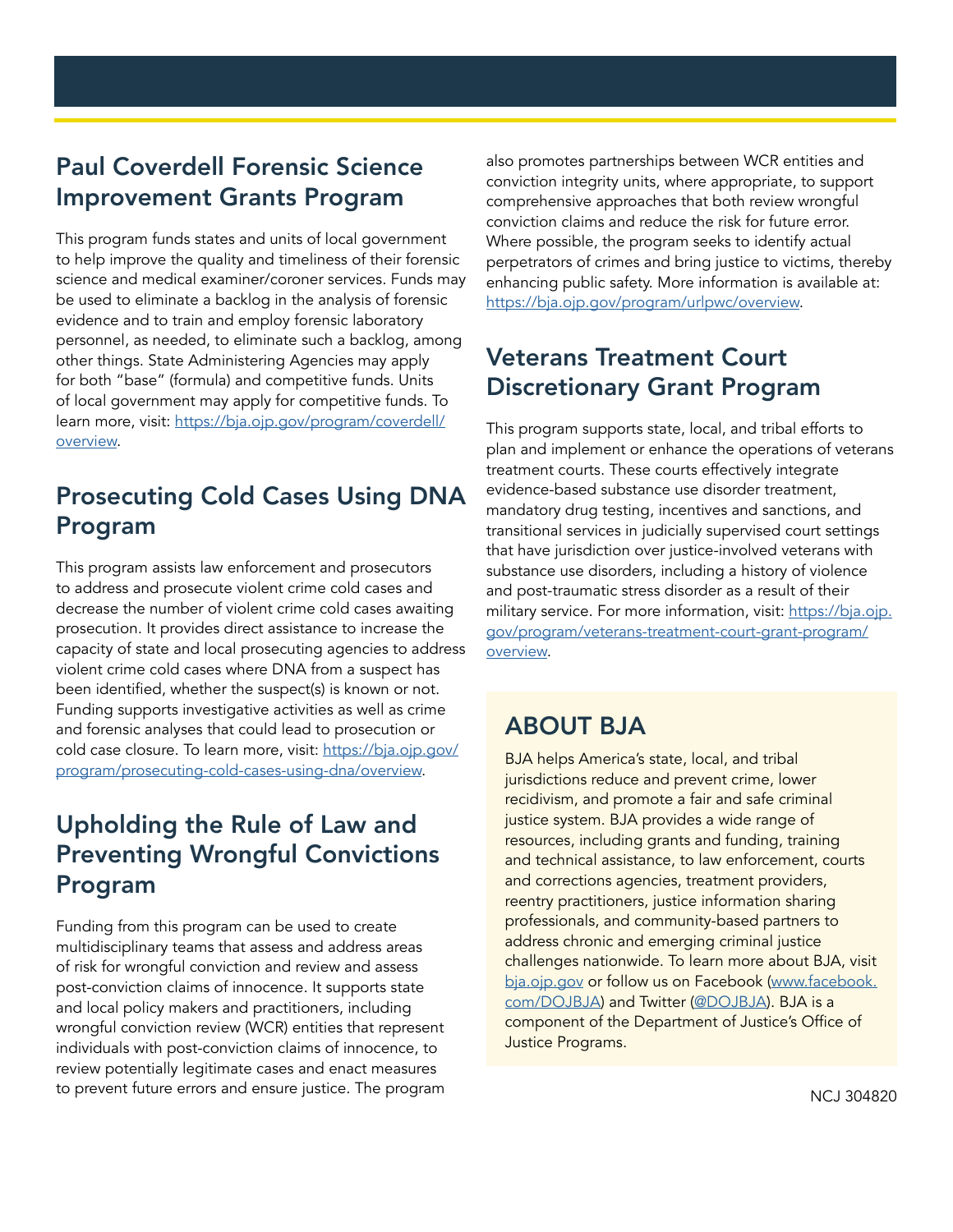## Paul Coverdell Forensic Science Improvement Grants Program

This program funds states and units of local government to help improve the quality and timeliness of their forensic science and medical examiner/coroner services. Funds may be used to eliminate a backlog in the analysis of forensic evidence and to train and employ forensic laboratory personnel, as needed, to eliminate such a backlog, among other things. State Administering Agencies may apply for both "base" (formula) and competitive funds. Units of local government may apply for competitive funds. To learn more, visit: https://bja.ojp.gov/program/coverdell/overview.

## Prosecuting Cold Cases Using DNA Program

This program assists law enforcement and prosecutors to address and prosecute violent crime cold cases and decrease the number of violent crime cold cases awaiting prosecution. It provides direct assistance to increase the capacity of state and local prosecuting agencies to address violent crime cold cases where DNA from a suspect has been identified, whether the suspect(s) is known or not. Funding supports investigative activities as well as crime and forensic analyses that could lead to prosecution or cold case closure. To learn more, visit: https://bja.ojp.gov/program/prosecuting-cold-cases-using-dna/overview.

## Upholding the Rule of Law and Preventing Wrongful Convictions Program

Funding from this program can be used to create multidisciplinary teams that assess and address areas of risk for wrongful conviction and review and assess post-conviction claims of innocence. It supports state and local policy makers and practitioners, including wrongful conviction review (WCR) entities that represent individuals with post-conviction claims of innocence, to review potentially legitimate cases and enact measures to prevent future errors and ensure justice. The program also promotes partnerships between WCR entities and conviction integrity units, where appropriate, to support comprehensive approaches that both review wrongful conviction claims and reduce the risk for future error. Where possible, the program seeks to identify actual perpetrators of crimes and bring justice to victims, thereby enhancing public safety. More information is available at: https://bja.ojp.gov/program/urlpwc/overview.

## Veterans Treatment Court Discretionary Grant Program

This program supports state, local, and tribal efforts to plan and implement or enhance the operations of veterans treatment courts. These courts effectively integrate evidence-based substance use disorder treatment, mandatory drug testing, incentives and sanctions, and transitional services in judicially supervised court settings that have jurisdiction over justice-involved veterans with substance use disorders, including a history of violence and post-traumatic stress disorder as a result of their military service. For more information, visit: https://bja.ojp.gov/program/veterans-treatment-court-grant-program/overview.

## ABOUT BJA

BJA helps America's state, local, and tribal jurisdictions reduce and prevent crime, lower recidivism, and promote a fair and safe criminal justice system. BJA provides a wide range of resources, including grants and funding, training and technical assistance, to law enforcement, courts and corrections agencies, treatment providers, reentry practitioners, justice information sharing professionals, and community-based partners to address chronic and emerging criminal justice challenges nationwide. To learn more about BJA, visit bja.ojp.gov or follow us on Facebook (www.facebook.com/DOJBJA) and Twitter (@DOJBJA). BJA is a component of the Department of Justice's Office of Justice Programs.

NCJ 304820